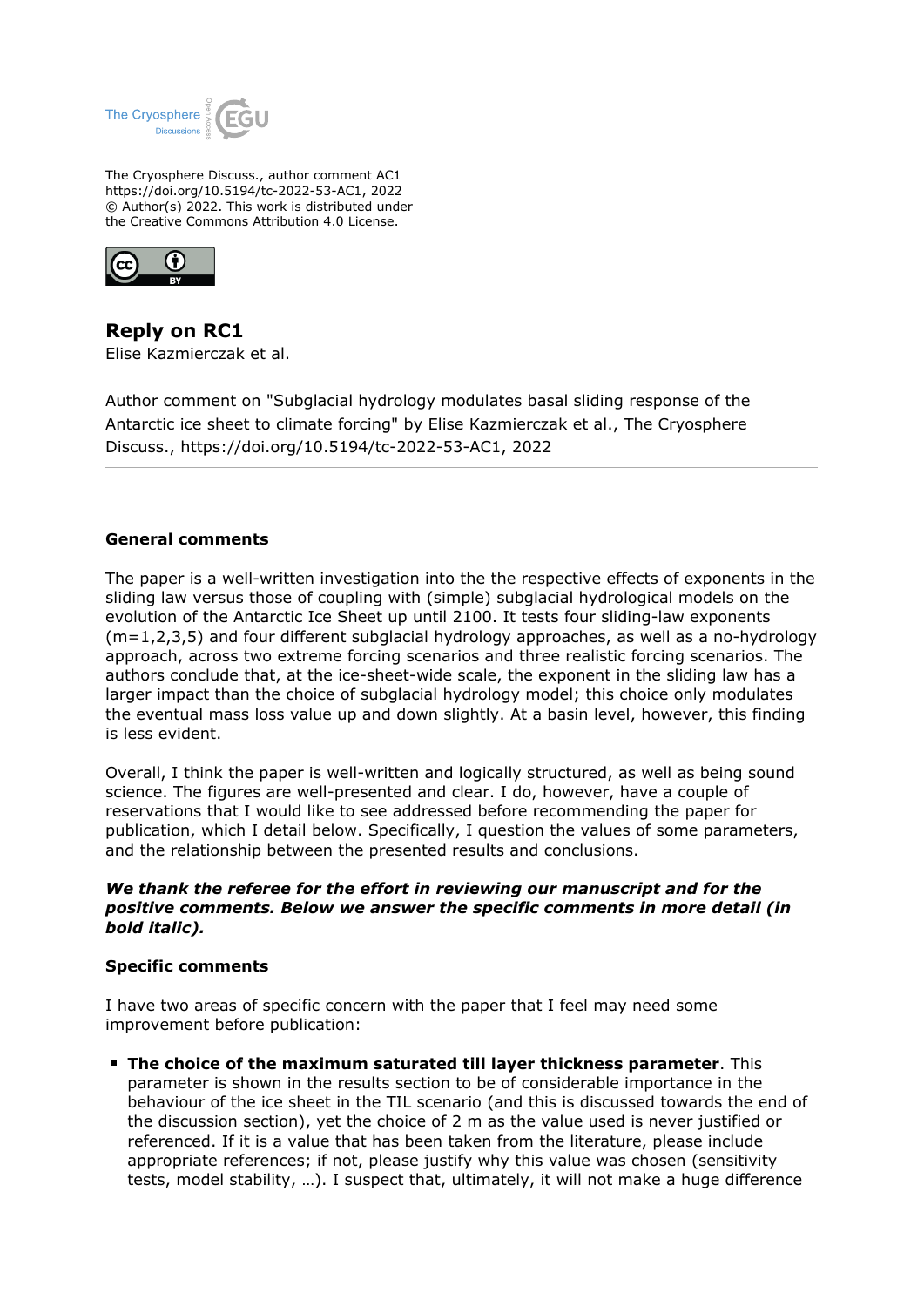The Cryosphere Discuss., author comment AC1
https://doi.org/10.5194/tc-2022-53-AC1, 2022
© Author(s) 2022. This work is distributed under
the Creative Commons Attribution 4.0 License.

## Reply on RC1

Elise Kazmierczak et al.

---

Author comment on "Subglacial hydrology modulates basal sliding response of the Antarctic ice sheet to climate forcing" by Elise Kazmierczak et al., The Cryosphere Discuss., https://doi.org/10.5194/tc-2022-53-AC1, 2022

---

### General comments

The paper is a well-written investigation into the the respective effects of exponents in the sliding law versus those of coupling with (simple) subglacial hydrological models on the evolution of the Antarctic Ice Sheet up until 2100. It tests four sliding-law exponents (m=1,2,3,5) and four different subglacial hydrology approaches, as well as a no-hydrology approach, across two extreme forcing scenarios and three realistic forcing scenarios. The authors conclude that, at the ice-sheet-wide scale, the exponent in the sliding law has a larger impact than the choice of subglacial hydrology model; this choice only modulates the eventual mass loss value up and down slightly. At a basin level, however, this finding is less evident.

Overall, I think the paper is well-written and logically structured, as well as being sound science. The figures are well-presented and clear. I do, however, have a couple of reservations that I would like to see addressed before recommending the paper for publication, which I detail below. Specifically, I question the values of some parameters, and the relationship between the presented results and conclusions.

***We thank the referee for the effort in reviewing our manuscript and for the positive comments. Below we answer the specific comments in more detail (in bold italic).***

### Specific comments

I have two areas of specific concern with the paper that I feel may need some improvement before publication:

- **The choice of the maximum saturated till layer thickness parameter**. This parameter is shown in the results section to be of considerable importance in the behaviour of the ice sheet in the TIL scenario (and this is discussed towards the end of the discussion section), yet the choice of 2 m as the value used is never justified or referenced. If it is a value that has been taken from the literature, please include appropriate references; if not, please justify why this value was chosen (sensitivity tests, model stability, …). I suspect that, ultimately, it will not make a huge difference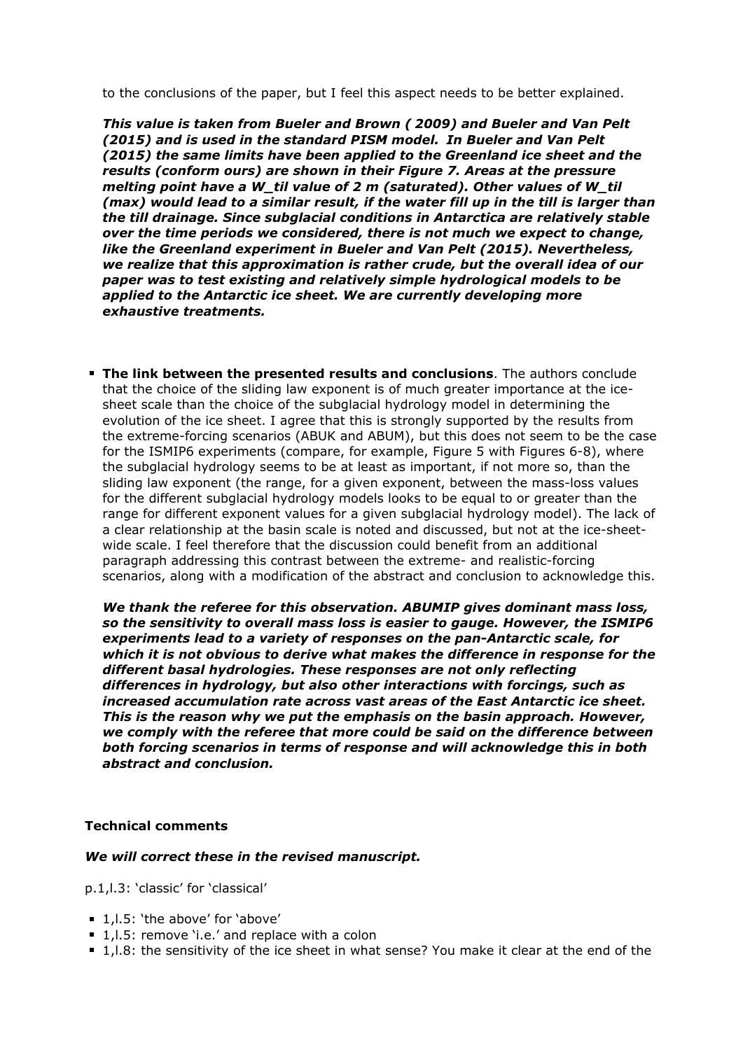to the conclusions of the paper, but I feel this aspect needs to be better explained.

***This value is taken from Bueler and Brown ( 2009) and Bueler and Van Pelt (2015) and is used in the standard PISM model. In Bueler and Van Pelt (2015) the same limits have been applied to the Greenland ice sheet and the results (conform ours) are shown in their Figure 7. Areas at the pressure melting point have a $W_{til}$ value of 2 m (saturated). Other values of $W_{til}$ (max) would lead to a similar result, if the water fill up in the till is larger than the till drainage. Since subglacial conditions in Antarctica are relatively stable over the time periods we considered, there is not much we expect to change, like the Greenland experiment in Bueler and Van Pelt (2015). Nevertheless, we realize that this approximation is rather crude, but the overall idea of our paper was to test existing and relatively simple hydrological models to be applied to the Antarctic ice sheet. We are currently developing more exhaustive treatments.***

- **The link between the presented results and conclusions**. The authors conclude that the choice of the sliding law exponent is of much greater importance at the ice-sheet scale than the choice of the subglacial hydrology model in determining the evolution of the ice sheet. I agree that this is strongly supported by the results from the extreme-forcing scenarios (ABUK and ABUM), but this does not seem to be the case for the ISMIP6 experiments (compare, for example, Figure 5 with Figures 6-8), where the subglacial hydrology seems to be at least as important, if not more so, than the sliding law exponent (the range, for a given exponent, between the mass-loss values for the different subglacial hydrology models looks to be equal to or greater than the range for different exponent values for a given subglacial hydrology model). The lack of a clear relationship at the basin scale is noted and discussed, but not at the ice-sheet-wide scale. I feel therefore that the discussion could benefit from an additional paragraph addressing this contrast between the extreme- and realistic-forcing scenarios, along with a modification of the abstract and conclusion to acknowledge this.

***We thank the referee for this observation. ABUMIP gives dominant mass loss, so the sensitivity to overall mass loss is easier to gauge. However, the ISMIP6 experiments lead to a variety of responses on the pan-Antarctic scale, for which it is not obvious to derive what makes the difference in response for the different basal hydrologies. These responses are not only reflecting differences in hydrology, but also other interactions with forcings, such as increased accumulation rate across vast areas of the East Antarctic ice sheet. This is the reason why we put the emphasis on the basin approach. However, we comply with the referee that more could be said on the difference between both forcing scenarios in terms of response and will acknowledge this in both abstract and conclusion.***

**Technical comments**

***We will correct these in the revised manuscript.***

p.1,l.3: 'classic' for 'classical'

- 1,l.5: 'the above' for 'above'
- 1,l.5: remove 'i.e.' and replace with a colon
- 1,l.8: the sensitivity of the ice sheet in what sense? You make it clear at the end of the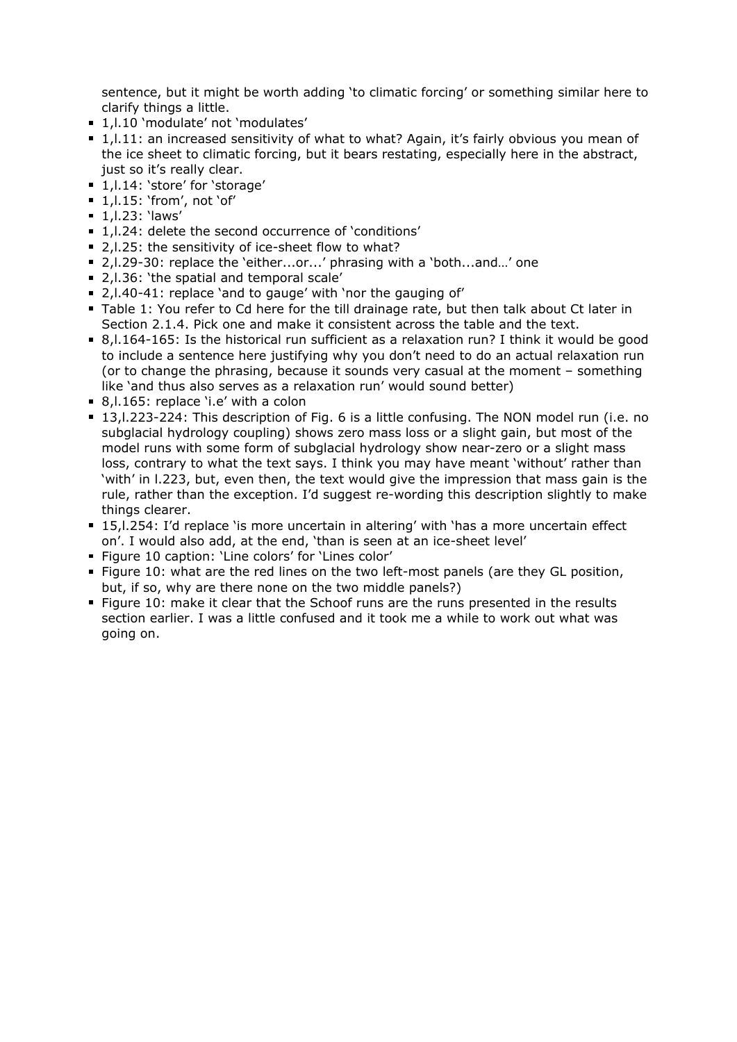sentence, but it might be worth adding 'to climatic forcing' or something similar here to clarify things a little.

- 1,l.10 'modulate' not 'modulates'
- 1,l.11: an increased sensitivity of what to what? Again, it's fairly obvious you mean of the ice sheet to climatic forcing, but it bears restating, especially here in the abstract, just so it's really clear.
- 1,l.14: 'store' for 'storage'
- 1,l.15: 'from', not 'of'
- 1,l.23: 'laws'
- 1,l.24: delete the second occurrence of 'conditions'
- 2,l.25: the sensitivity of ice-sheet flow to what?
- 2,l.29-30: replace the 'either...or...' phrasing with a 'both...and…' one
- 2,l.36: 'the spatial and temporal scale'
- 2,l.40-41: replace 'and to gauge' with 'nor the gauging of'
- Table 1: You refer to Cd here for the till drainage rate, but then talk about Ct later in Section 2.1.4. Pick one and make it consistent across the table and the text.
- 8,l.164-165: Is the historical run sufficient as a relaxation run? I think it would be good to include a sentence here justifying why you don't need to do an actual relaxation run (or to change the phrasing, because it sounds very casual at the moment – something like 'and thus also serves as a relaxation run' would sound better)
- 8,l.165: replace 'i.e' with a colon
- 13,l.223-224: This description of Fig. 6 is a little confusing. The NON model run (i.e. no subglacial hydrology coupling) shows zero mass loss or a slight gain, but most of the model runs with some form of subglacial hydrology show near-zero or a slight mass loss, contrary to what the text says. I think you may have meant 'without' rather than 'with' in l.223, but, even then, the text would give the impression that mass gain is the rule, rather than the exception. I'd suggest re-wording this description slightly to make things clearer.
- 15,l.254: I'd replace 'is more uncertain in altering' with 'has a more uncertain effect on'. I would also add, at the end, 'than is seen at an ice-sheet level'
- Figure 10 caption: 'Line colors' for 'Lines color'
- Figure 10: what are the red lines on the two left-most panels (are they GL position, but, if so, why are there none on the two middle panels?)
- Figure 10: make it clear that the Schoof runs are the runs presented in the results section earlier. I was a little confused and it took me a while to work out what was going on.